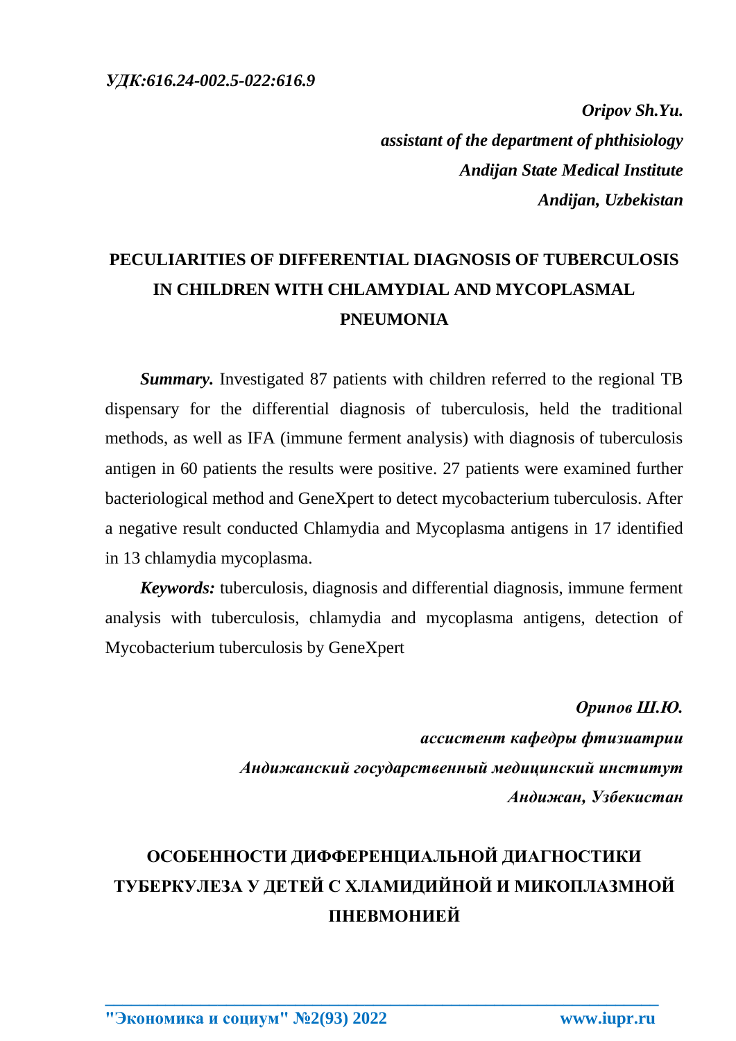*УДК:616.24-002.5-022:616.9*

***Oripov Sh.Yu.***
***assistant of the department of phthisiology***
***Andijan State Medical Institute***
***Andijan, Uzbekistan***

# PECULIARITIES OF DIFFERENTIAL DIAGNOSIS OF TUBERCULOSIS IN CHILDREN WITH CHLAMYDIAL AND MYCOPLASMAL PNEUMONIA

***Summary.*** Investigated 87 patients with children referred to the regional TB dispensary for the differential diagnosis of tuberculosis, held the traditional methods, as well as IFA (immune ferment analysis) with diagnosis of tuberculosis antigen in 60 patients the results were positive. 27 patients were examined further bacteriological method and GeneXpert to detect mycobacterium tuberculosis. After a negative result conducted Chlamydia and Mycoplasma antigens in 17 identified in 13 chlamydia mycoplasma.

***Keywords:*** tuberculosis, diagnosis and differential diagnosis, immune ferment analysis with tuberculosis, chlamydia and mycoplasma antigens, detection of Mycobacterium tuberculosis by GeneXpert

***Орипов Ш.Ю.***
***ассистент кафедры фтизиатрии***
***Андижанский государственный медицинский институт***
***Андижан, Узбекистан***

# ОСОБЕННОСТИ ДИФФЕРЕНЦИАЛЬНОЙ ДИАГНОСТИКИ ТУБЕРКУЛЕЗА У ДЕТЕЙ С ХЛАМИДИЙНОЙ И МИКОПЛАЗМНОЙ ПНЕВМОНИЕЙ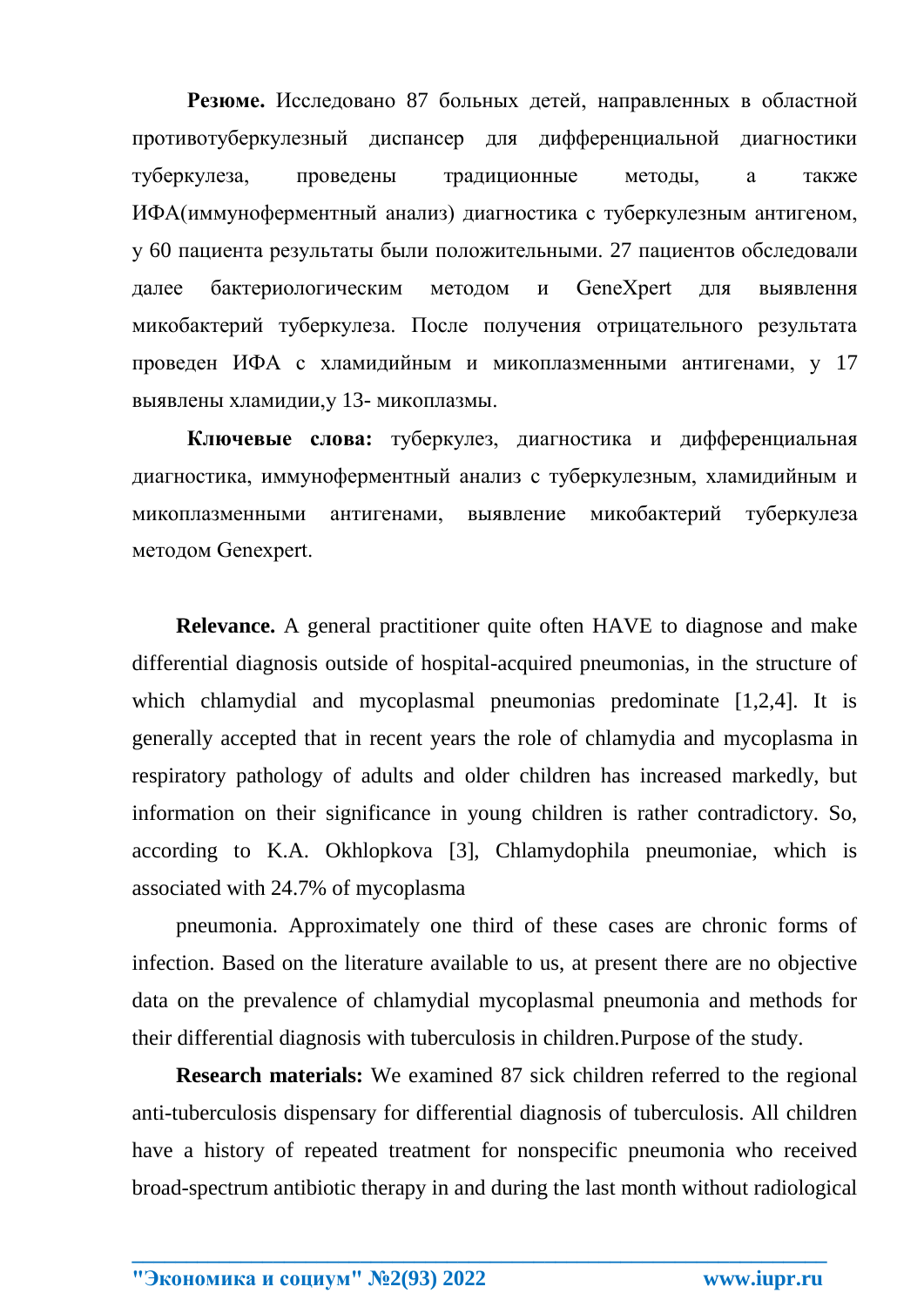**Резюме.** Исследовано 87 больных детей, направленных в областной противотуберкулезный диспансер для дифференциальной диагностики туберкулеза, проведены традиционные методы, а также ИФА(иммуноферментный анализ) диагностика с туберкулезным антигеном, у 60 пациента результаты были положительными. 27 пациентов обследовали далее бактериологическим методом и GeneXpert для выявлення микобактерий туберкулеза. После получения отрицательного результата проведен ИФА с хламидийным и микоплазменными антигенами, у 17 выявлены хламидии,у 13- микоплазмы.

**Ключевые слова:** туберкулез, диагностика и дифференциальная диагностика, иммуноферментный анализ с туберкулезным, хламидийным и микоплазменными антигенами, выявление микобактерий туберкулеза методом Genexpert.

**Relevance.** A general practitioner quite often HAVE to diagnose and make differential diagnosis outside of hospital-acquired pneumonias, in the structure of which chlamydial and mycoplasmal pneumonias predominate [1,2,4]. It is generally accepted that in recent years the role of chlamydia and mycoplasma in respiratory pathology of adults and older children has increased markedly, but information on their significance in young children is rather contradictory. So, according to K.A. Okhlopkova [3], Chlamydophila pneumoniae, which is associated with 24.7% of mycoplasma

pneumonia. Approximately one third of these cases are chronic forms of infection. Based on the literature available to us, at present there are no objective data on the prevalence of chlamydial mycoplasmal pneumonia and methods for their differential diagnosis with tuberculosis in children.Purpose of the study.

**Research materials:** We examined 87 sick children referred to the regional anti-tuberculosis dispensary for differential diagnosis of tuberculosis. All children have a history of repeated treatment for nonspecific pneumonia who received broad-spectrum antibiotic therapy in and during the last month without radiological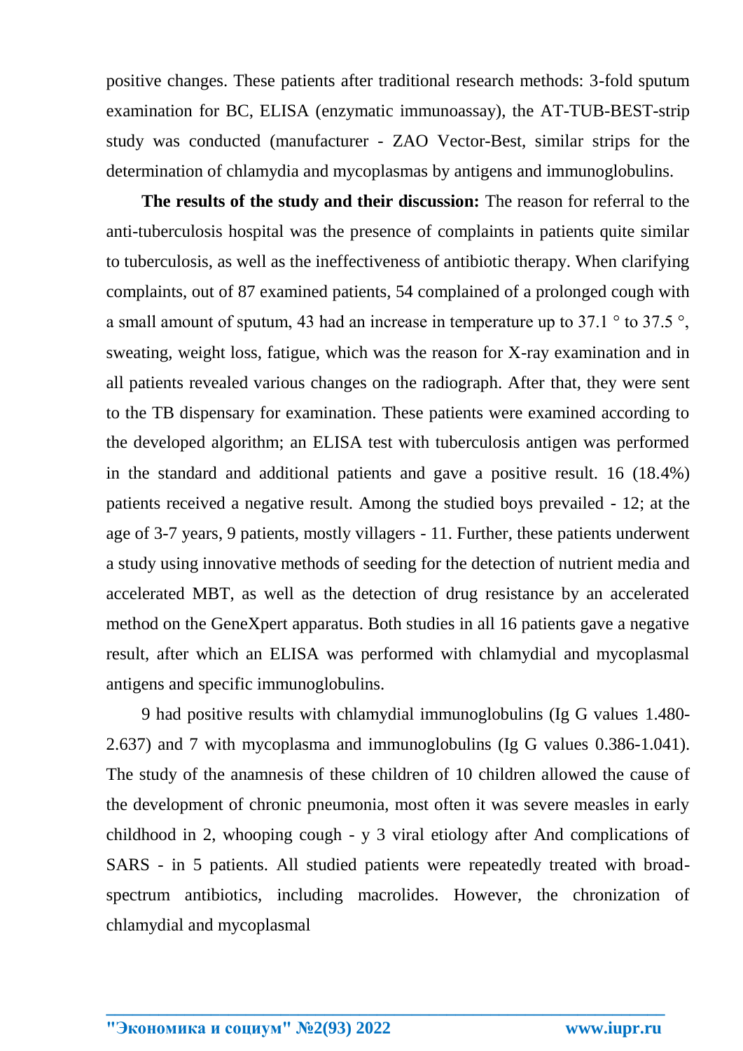positive changes. These patients after traditional research methods: 3-fold sputum examination for BC, ELISA (enzymatic immunoassay), the AT-TUB-BEST-strip study was conducted (manufacturer - ZAO Vector-Best, similar strips for the determination of chlamydia and mycoplasmas by antigens and immunoglobulins.

**The results of the study and their discussion:** The reason for referral to the anti-tuberculosis hospital was the presence of complaints in patients quite similar to tuberculosis, as well as the ineffectiveness of antibiotic therapy. When clarifying complaints, out of 87 examined patients, 54 complained of a prolonged cough with a small amount of sputum, 43 had an increase in temperature up to 37.1 ° to 37.5 °, sweating, weight loss, fatigue, which was the reason for X-ray examination and in all patients revealed various changes on the radiograph. After that, they were sent to the TB dispensary for examination. These patients were examined according to the developed algorithm; an ELISA test with tuberculosis antigen was performed in the standard and additional patients and gave a positive result. 16 (18.4%) patients received a negative result. Among the studied boys prevailed - 12; at the age of 3-7 years, 9 patients, mostly villagers - 11. Further, these patients underwent a study using innovative methods of seeding for the detection of nutrient media and accelerated MBT, as well as the detection of drug resistance by an accelerated method on the GeneXpert apparatus. Both studies in all 16 patients gave a negative result, after which an ELISA was performed with chlamydial and mycoplasmal antigens and specific immunoglobulins.

9 had positive results with chlamydial immunoglobulins (Ig G values 1.480-2.637) and 7 with mycoplasma and immunoglobulins (Ig G values 0.386-1.041). The study of the anamnesis of these children of 10 children allowed the cause of the development of chronic pneumonia, most often it was severe measles in early childhood in 2, whooping cough - y 3 viral etiology after And complications of SARS - in 5 patients. All studied patients were repeatedly treated with broad-spectrum antibiotics, including macrolides. However, the chronization of chlamydial and mycoplasmal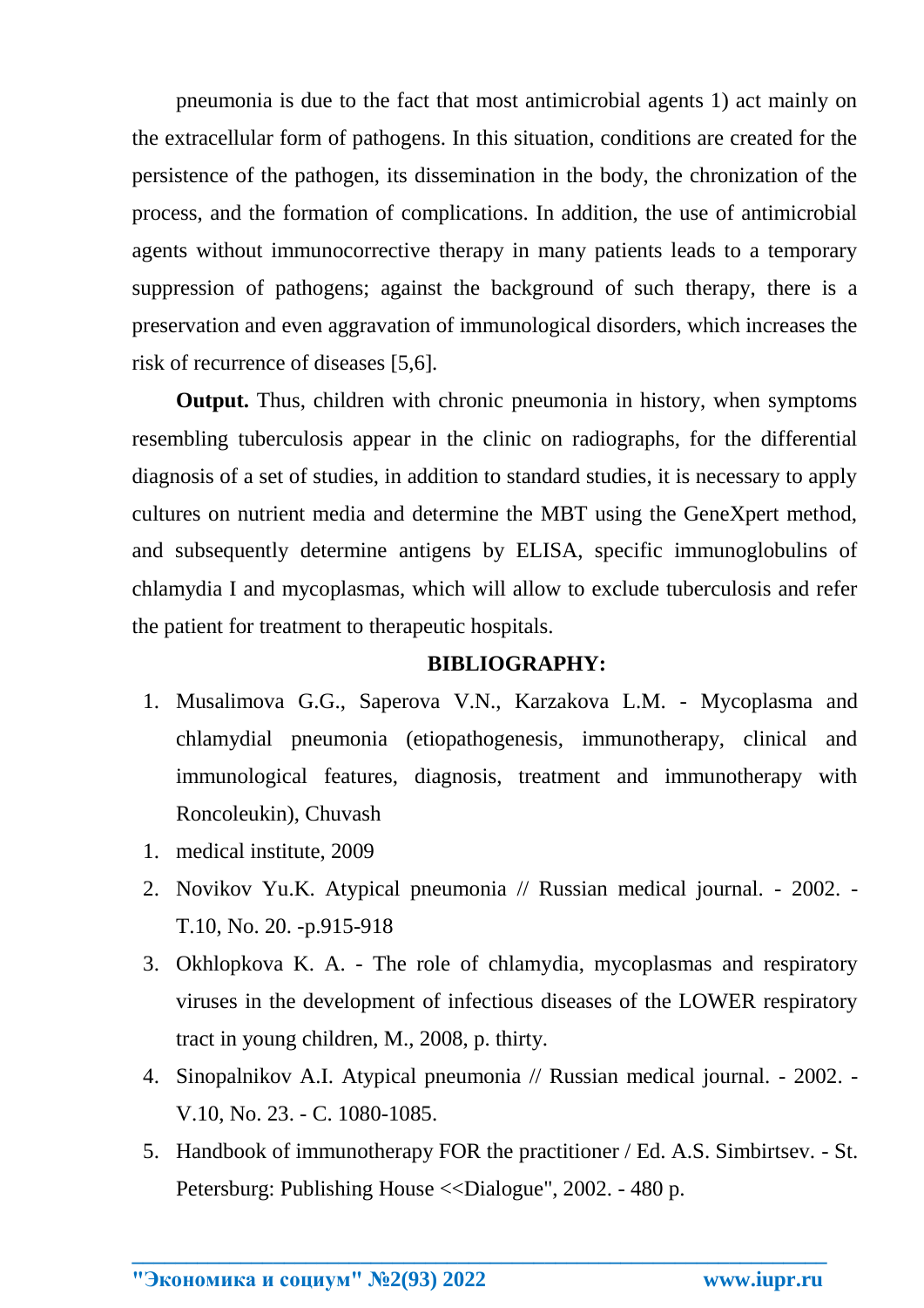pneumonia is due to the fact that most antimicrobial agents 1) act mainly on the extracellular form of pathogens. In this situation, conditions are created for the persistence of the pathogen, its dissemination in the body, the chronization of the process, and the formation of complications. In addition, the use of antimicrobial agents without immunocorrective therapy in many patients leads to a temporary suppression of pathogens; against the background of such therapy, there is a preservation and even aggravation of immunological disorders, which increases the risk of recurrence of diseases [5,6].

**Output.** Thus, children with chronic pneumonia in history, when symptoms resembling tuberculosis appear in the clinic on radiographs, for the differential diagnosis of a set of studies, in addition to standard studies, it is necessary to apply cultures on nutrient media and determine the MBT using the GeneXpert method, and subsequently determine antigens by ELISA, specific immunoglobulins of chlamydia I and mycoplasmas, which will allow to exclude tuberculosis and refer the patient for treatment to therapeutic hospitals.

**BIBLIOGRAPHY:**

1. Musalimova G.G., Saperova V.N., Karzakova L.M. - Mycoplasma and chlamydial pneumonia (etiopathogenesis, immunotherapy, clinical and immunological features, diagnosis, treatment and immunotherapy with Roncoleukin), Chuvash
1. medical institute, 2009
2. Novikov Yu.K. Atypical pneumonia // Russian medical journal. - 2002. - T.10, No. 20. -p.915-918
3. Okhlopkova K. A. - The role of chlamydia, mycoplasmas and respiratory viruses in the development of infectious diseases of the LOWER respiratory tract in young children, M., 2008, p. thirty.
4. Sinopalnikov A.I. Atypical pneumonia // Russian medical journal. - 2002. - V.10, No. 23. - C. 1080-1085.
5. Handbook of immunotherapy FOR the practitioner / Ed. A.S. Simbirtsev. - St. Petersburg: Publishing House <<Dialogue", 2002. - 480 p.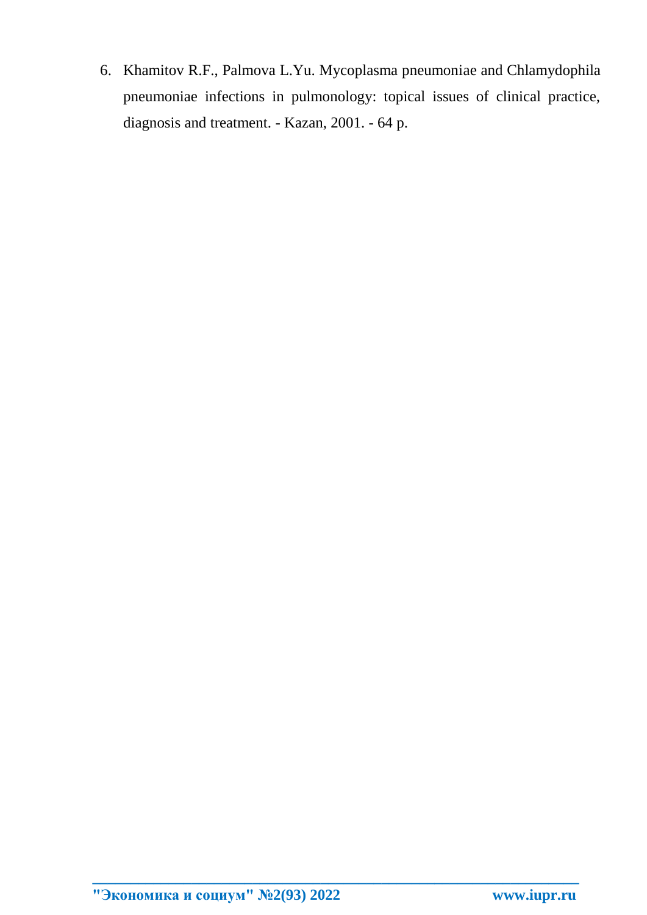6. Khamitov R.F., Palmova L.Yu. Mycoplasma pneumoniae and Chlamydophila pneumoniae infections in pulmonology: topical issues of clinical practice, diagnosis and treatment. - Kazan, 2001. - 64 p.